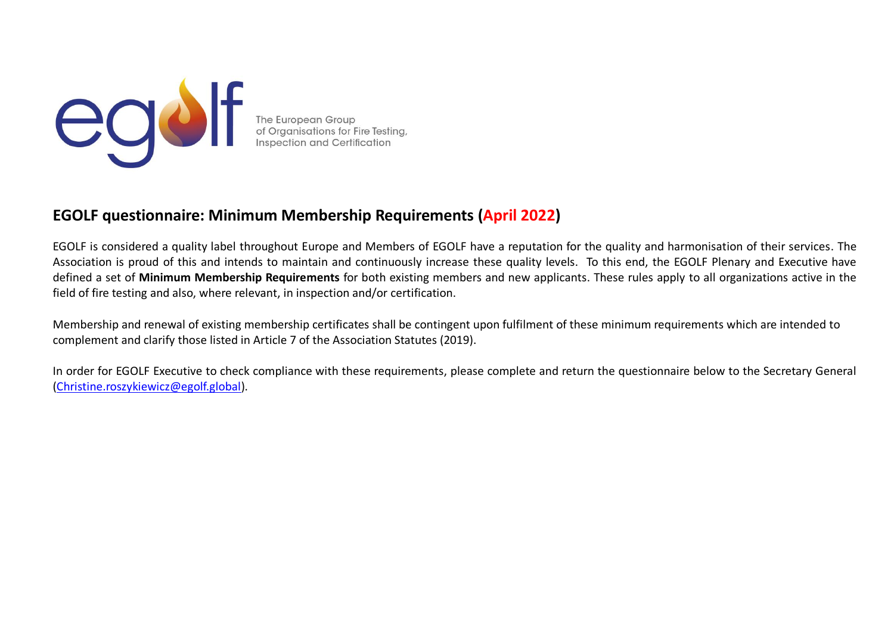The European Group of Organisations for Fire Testing, Inspection and Certification

## EGOLF questionnaire: Minimum Membership Requirements (April 2022)

EGOLF is considered a quality label throughout Europe and Members of EGOLF have a reputation for the quality and harmonisation of their services. The Association is proud of this and intends to maintain and continuously increase these quality levels. To this end, the EGOLF Plenary and Executive have defined a set of **Minimum Membership Requirements** for both existing members and new applicants. These rules apply to all organizations active in the field of fire testing and also, where relevant, in inspection and/or certification.

Membership and renewal of existing membership certificates shall be contingent upon fulfilment of these minimum requirements which are intended to complement and clarify those listed in Article 7 of the Association Statutes (2019).

In order for EGOLF Executive to check compliance with these requirements, please complete and return the questionnaire below to the Secretary General (Christine.roszykiewicz@egolf.global).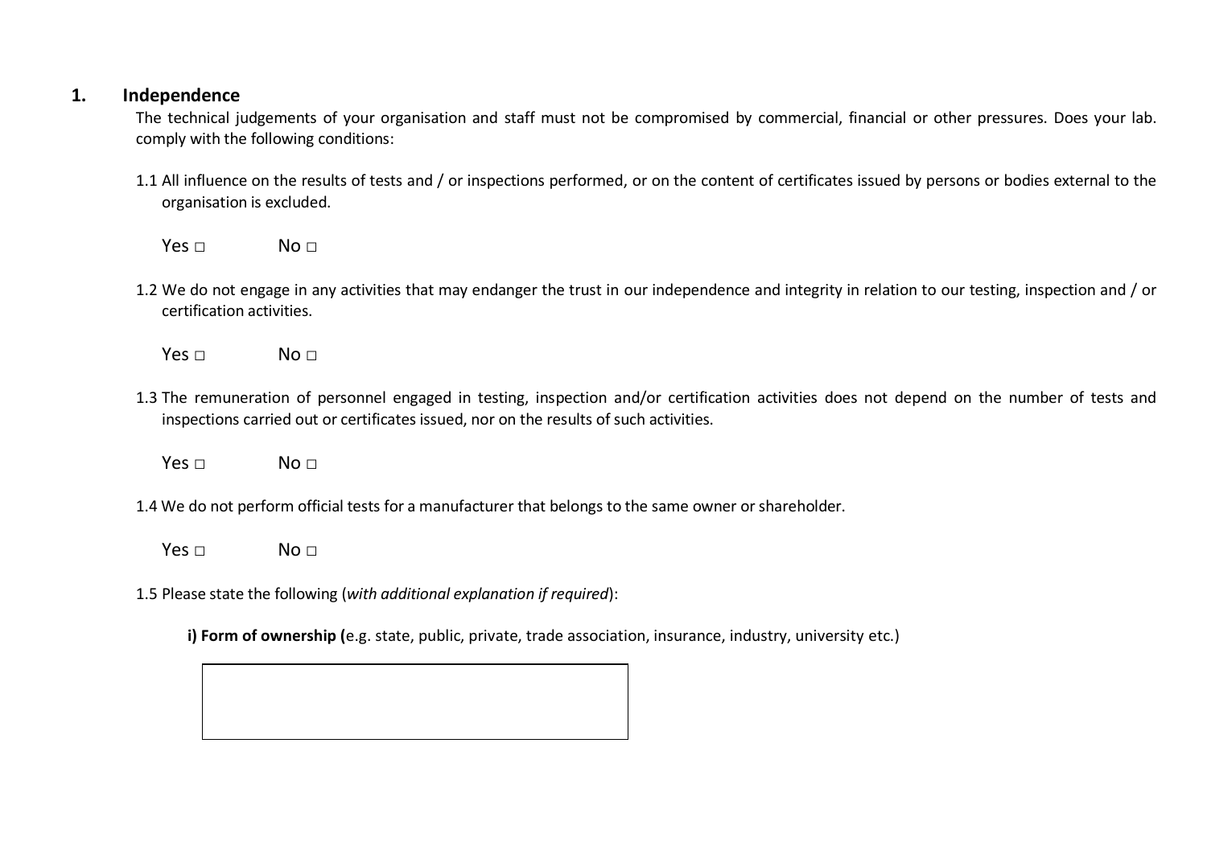## 1. Independence

The technical judgements of your organisation and staff must not be compromised by commercial, financial or other pressures. Does your lab. comply with the following conditions:

1.1 All influence on the results of tests and / or inspections performed, or on the content of certificates issued by persons or bodies external to the organisation is excluded.

Yes □ No □

1.2 We do not engage in any activities that may endanger the trust in our independence and integrity in relation to our testing, inspection and / or certification activities.

Yes □ No □

1.3 The remuneration of personnel engaged in testing, inspection and/or certification activities does not depend on the number of tests and inspections carried out or certificates issued, nor on the results of such activities.

Yes □ No □

1.4 We do not perform official tests for a manufacturer that belongs to the same owner or shareholder.

Yes □ No □

1.5 Please state the following (*with additional explanation if required*):

**i) Form of ownership (**e.g. state, public, private, trade association, insurance, industry, university etc.)

| |
|---|
| |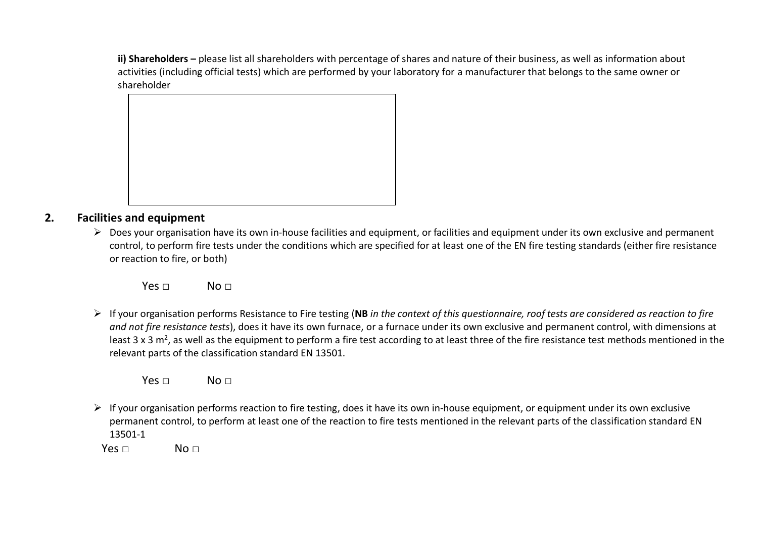**ii) Shareholders –** please list all shareholders with percentage of shares and nature of their business, as well as information about activities (including official tests) which are performed by your laboratory for a manufacturer that belongs to the same owner or shareholder

| |
|---|
| |

## 2. Facilities and equipment

- Does your organisation have its own in-house facilities and equipment, or facilities and equipment under its own exclusive and permanent control, to perform fire tests under the conditions which are specified for at least one of the EN fire testing standards (either fire resistance or reaction to fire, or both)

  Yes □ No □

- If your organisation performs Resistance to Fire testing (**NB** *in the context of this questionnaire, roof tests are considered as reaction to fire and not fire resistance tests*), does it have its own furnace, or a furnace under its own exclusive and permanent control, with dimensions at least 3 x 3 $m^2$, as well as the equipment to perform a fire test according to at least three of the fire resistance test methods mentioned in the relevant parts of the classification standard EN 13501.

  Yes □ No □

- If your organisation performs reaction to fire testing, does it have its own in-house equipment, or equipment under its own exclusive permanent control, to perform at least one of the reaction to fire tests mentioned in the relevant parts of the classification standard EN 13501-1

  Yes □ No □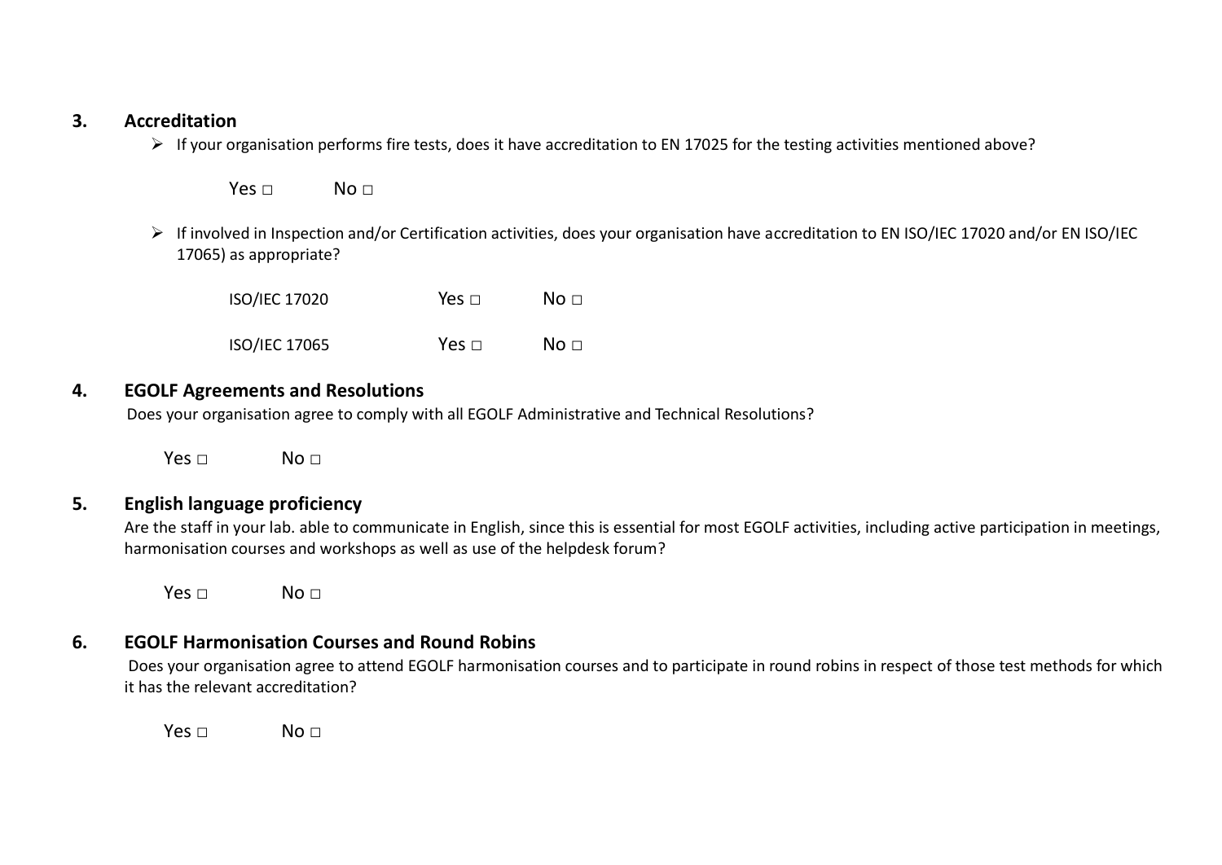## 3. Accreditation

- If your organisation performs fire tests, does it have accreditation to EN 17025 for the testing activities mentioned above?

  Yes □ No □

- If involved in Inspection and/or Certification activities, does your organisation have accreditation to EN ISO/IEC 17020 and/or EN ISO/IEC 17065) as appropriate?

  ISO/IEC 17020 Yes □ No □

  ISO/IEC 17065 Yes □ No □

## 4. EGOLF Agreements and Resolutions

Does your organisation agree to comply with all EGOLF Administrative and Technical Resolutions?

Yes □ No □

## 5. English language proficiency

Are the staff in your lab. able to communicate in English, since this is essential for most EGOLF activities, including active participation in meetings, harmonisation courses and workshops as well as use of the helpdesk forum?

Yes □ No □

## 6. EGOLF Harmonisation Courses and Round Robins

Does your organisation agree to attend EGOLF harmonisation courses and to participate in round robins in respect of those test methods for which it has the relevant accreditation?

Yes □ No □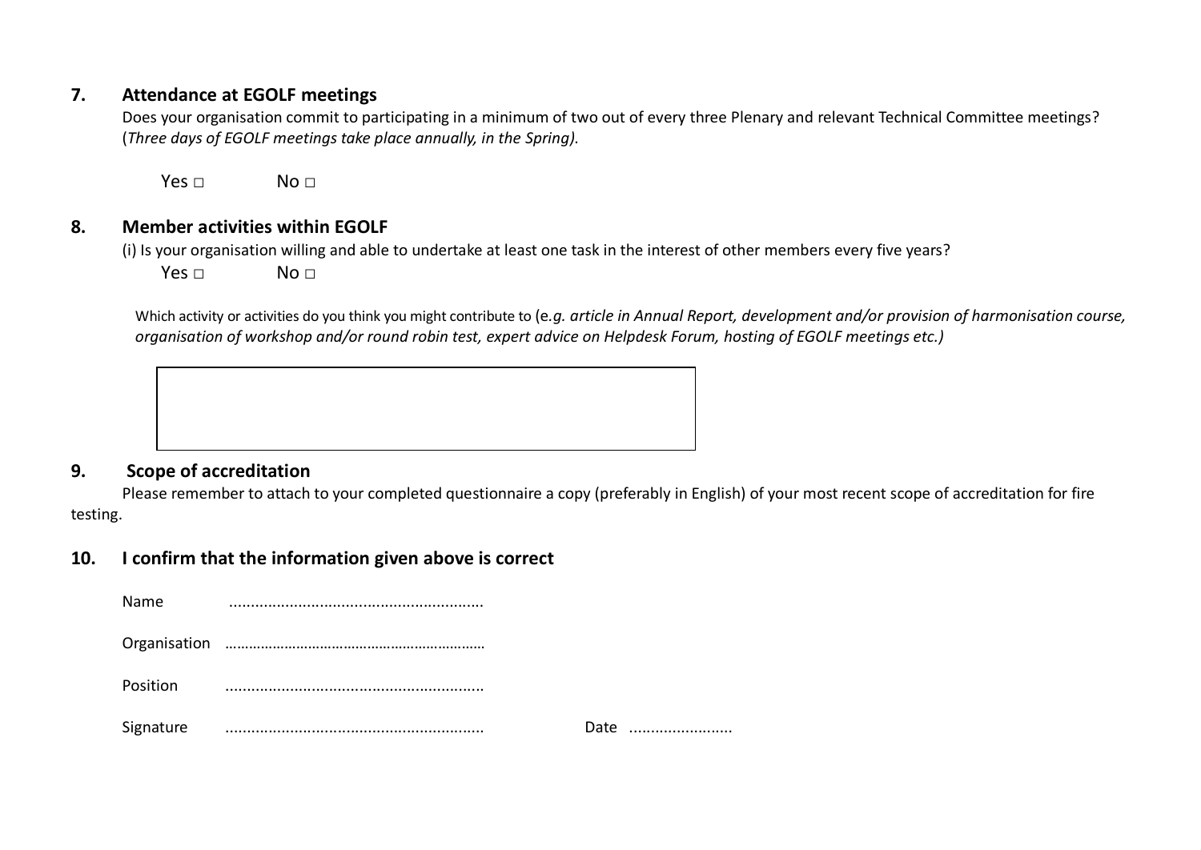### 7. Attendance at EGOLF meetings

Does your organisation commit to participating in a minimum of two out of every three Plenary and relevant Technical Committee meetings? (*Three days of EGOLF meetings take place annually, in the Spring).*

Yes □ No □

### 8. Member activities within EGOLF

(i) Is your organisation willing and able to undertake at least one task in the interest of other members every five years?

Yes □ No □

Which activity or activities do you think you might contribute to (e.*g. article in Annual Report, development and/or provision of harmonisation course, organisation of workshop and/or round robin test, expert advice on Helpdesk Forum, hosting of EGOLF meetings etc.)*

| |
|---|
| |

### 9. Scope of accreditation

Please remember to attach to your completed questionnaire a copy (preferably in English) of your most recent scope of accreditation for fire testing.

### 10. I confirm that the information given above is correct

Name ..........................................................

Organisation ……………………………………………………….

Position ..........................................................

Signature .......................................................... Date ........................